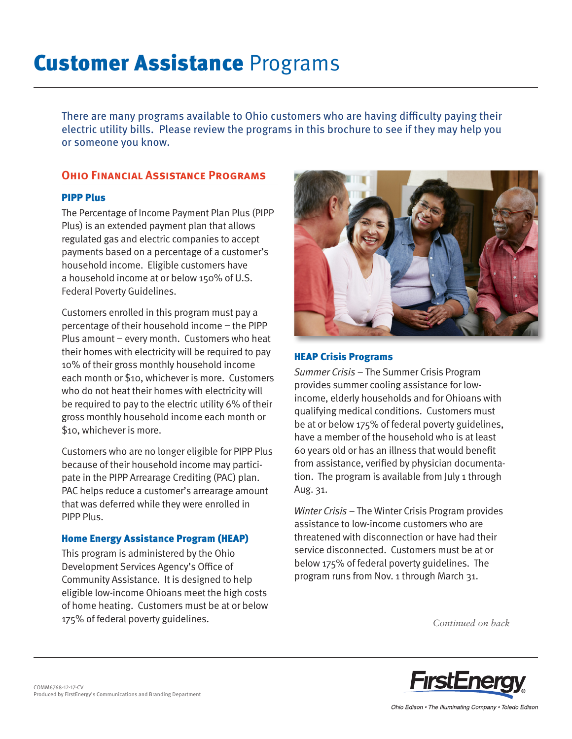# **Customer Assistance** Programs

There are many programs available to Ohio customers who are having difficulty paying their electric utility bills. Please review the programs in this brochure to see if they may help you or someone you know.

## Ohio Financial Assistance Programs

### PIPP Plus

The Percentage of Income Payment Plan Plus (PIPP Plus) is an extended payment plan that allows regulated gas and electric companies to accept payments based on a percentage of a customer's household income. Eligible customers have a household income at or below 150% of U.S. Federal Poverty Guidelines.

Customers enrolled in this program must pay a percentage of their household income – the PIPP Plus amount – every month. Customers who heat their homes with electricity will be required to pay 10% of their gross monthly household income each month or $10, whichever is more. Customers who do not heat their homes with electricity will be required to pay to the electric utility 6% of their gross monthly household income each month or $10, whichever is more.

Customers who are no longer eligible for PIPP Plus because of their household income may participate in the PIPP Arrearage Crediting (PAC) plan. PAC helps reduce a customer's arrearage amount that was deferred while they were enrolled in PIPP Plus.

### Home Energy Assistance Program (HEAP)

This program is administered by the Ohio Development Services Agency's Office of Community Assistance. It is designed to help eligible low-income Ohioans meet the high costs of home heating. Customers must be at or below 175% of federal poverty guidelines.

### HEAP Crisis Programs

*Summer Crisis* – The Summer Crisis Program provides summer cooling assistance for low-income, elderly households and for Ohioans with qualifying medical conditions. Customers must be at or below 175% of federal poverty guidelines, have a member of the household who is at least 60 years old or has an illness that would benefit from assistance, verified by physician documentation. The program is available from July 1 through Aug. 31.

*Winter Crisis* – The Winter Crisis Program provides assistance to low-income customers who are threatened with disconnection or have had their service disconnected. Customers must be at or below 175% of federal poverty guidelines. The program runs from Nov. 1 through March 31.

*Continued on back*

COMM6768-12-17-CV
Produced by FirstEnergy's Communications and Branding Department

FirstEnergy
Ohio Edison • The Illuminating Company • Toledo Edison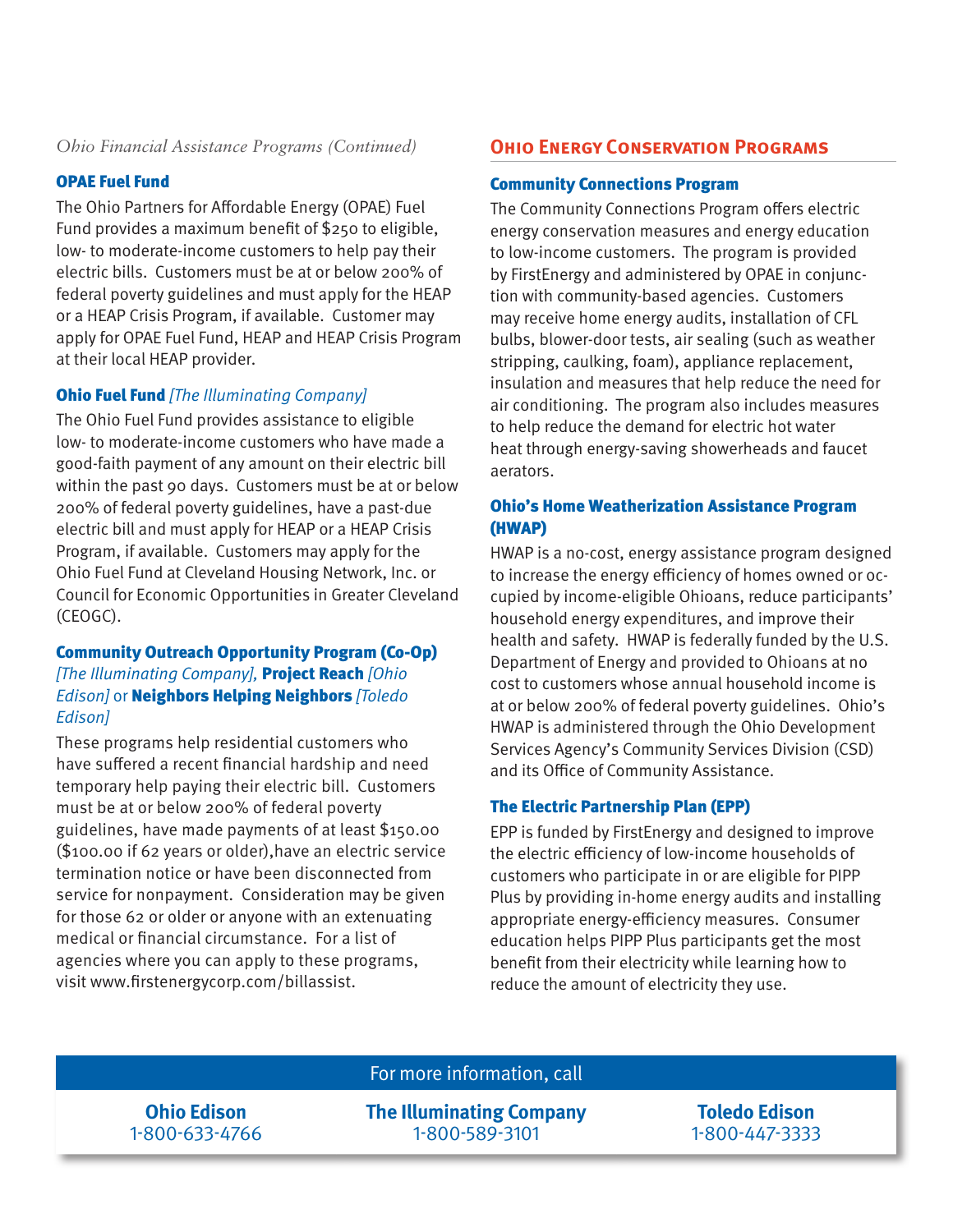*Ohio Financial Assistance Programs (Continued)*

### OPAE Fuel Fund

The Ohio Partners for Affordable Energy (OPAE) Fuel Fund provides a maximum benefit of $250 to eligible, low- to moderate-income customers to help pay their electric bills. Customers must be at or below 200% of federal poverty guidelines and must apply for the HEAP or a HEAP Crisis Program, if available. Customer may apply for OPAE Fuel Fund, HEAP and HEAP Crisis Program at their local HEAP provider.

### Ohio Fuel Fund *[The Illuminating Company]*

The Ohio Fuel Fund provides assistance to eligible low- to moderate-income customers who have made a good-faith payment of any amount on their electric bill within the past 90 days. Customers must be at or below 200% of federal poverty guidelines, have a past-due electric bill and must apply for HEAP or a HEAP Crisis Program, if available. Customers may apply for the Ohio Fuel Fund at Cleveland Housing Network, Inc. or Council for Economic Opportunities in Greater Cleveland (CEOGC).

### Community Outreach Opportunity Program (Co-Op) *[The Illuminating Company],* Project Reach *[Ohio Edison]* or Neighbors Helping Neighbors *[Toledo Edison]*

These programs help residential customers who have suffered a recent financial hardship and need temporary help paying their electric bill. Customers must be at or below 200% of federal poverty guidelines, have made payments of at least $150.00 ($100.00 if 62 years or older),have an electric service termination notice or have been disconnected from service for nonpayment. Consideration may be given for those 62 or older or anyone with an extenuating medical or financial circumstance. For a list of agencies where you can apply to these programs, visit www.firstenergycorp.com/billassist.

## Ohio Energy Conservation Programs

### Community Connections Program

The Community Connections Program offers electric energy conservation measures and energy education to low-income customers. The program is provided by FirstEnergy and administered by OPAE in conjunction with community-based agencies. Customers may receive home energy audits, installation of CFL bulbs, blower-door tests, air sealing (such as weather stripping, caulking, foam), appliance replacement, insulation and measures that help reduce the need for air conditioning. The program also includes measures to help reduce the demand for electric hot water heat through energy-saving showerheads and faucet aerators.

### Ohio's Home Weatherization Assistance Program (HWAP)

HWAP is a no-cost, energy assistance program designed to increase the energy efficiency of homes owned or occupied by income-eligible Ohioans, reduce participants' household energy expenditures, and improve their health and safety. HWAP is federally funded by the U.S. Department of Energy and provided to Ohioans at no cost to customers whose annual household income is at or below 200% of federal poverty guidelines. Ohio's HWAP is administered through the Ohio Development Services Agency's Community Services Division (CSD) and its Office of Community Assistance.

### The Electric Partnership Plan (EPP)

EPP is funded by FirstEnergy and designed to improve the electric efficiency of low-income households of customers who participate in or are eligible for PIPP Plus by providing in-home energy audits and installing appropriate energy-efficiency measures. Consumer education helps PIPP Plus participants get the most benefit from their electricity while learning how to reduce the amount of electricity they use.

For more information, call

**Ohio Edison**
1-800-633-4766

**The Illuminating Company**
1-800-589-3101

**Toledo Edison**
1-800-447-3333